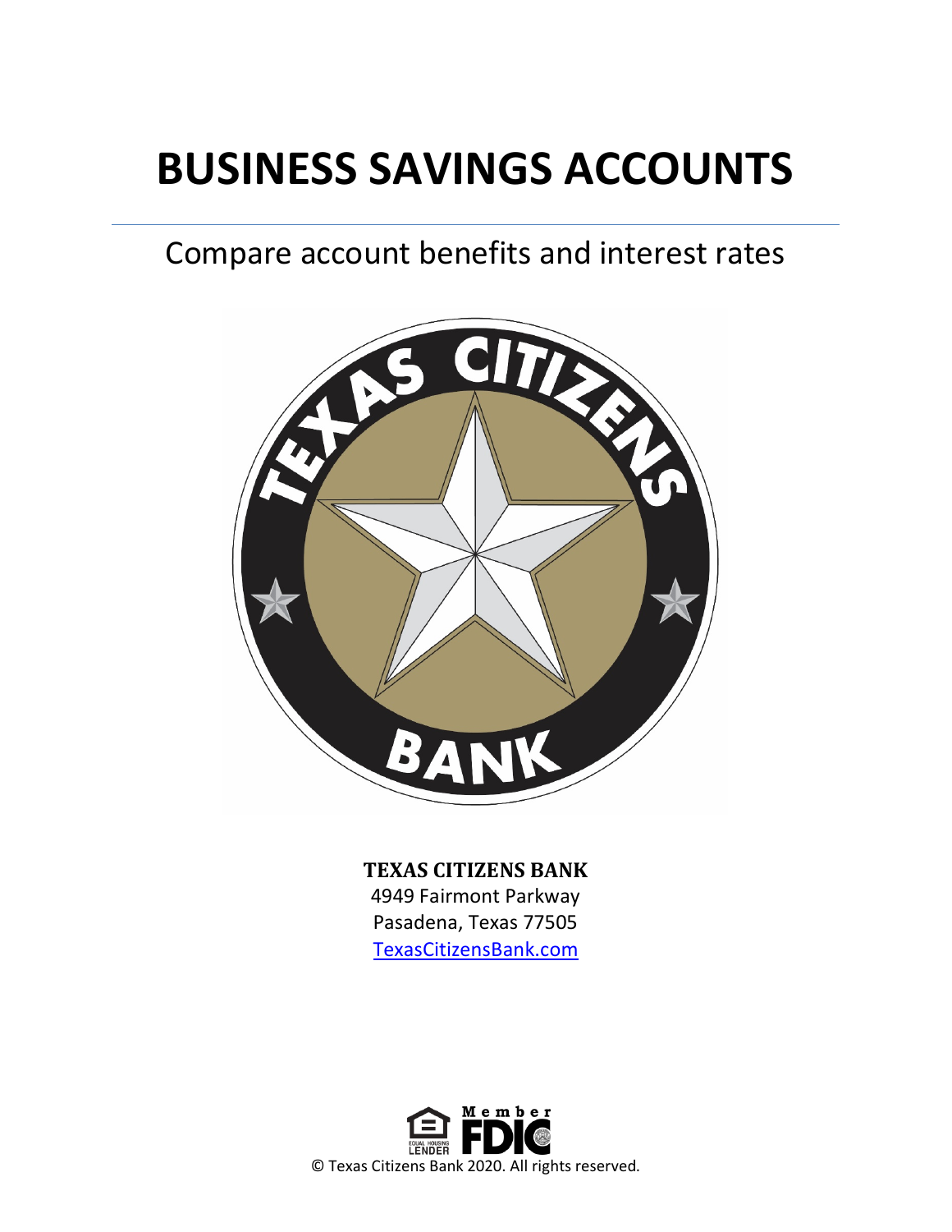# BUSINESS SAVINGS ACCOUNTS

## Compare account benefits and interest rates

**TEXAS CITIZENS BANK**
4949 Fairmont Parkway
Pasadena, Texas 77505
TexasCitizensBank.com

© Texas Citizens Bank 2020. All rights reserved.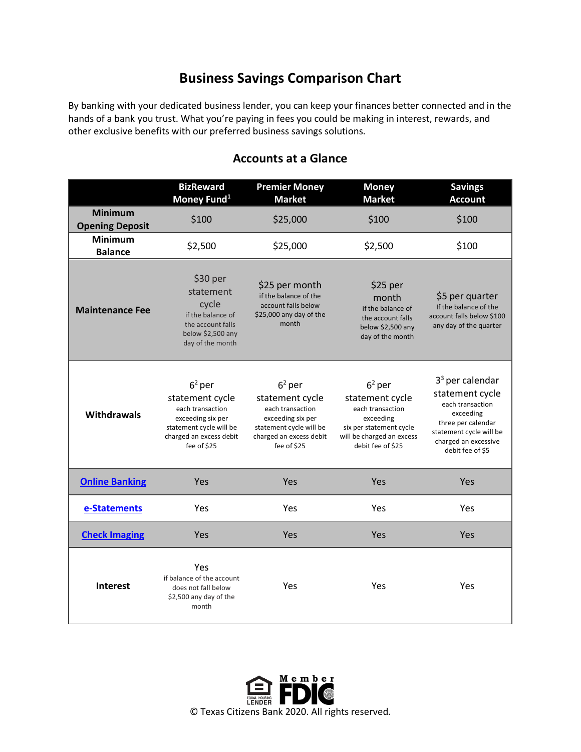# Business Savings Comparison Chart

By banking with your dedicated business lender, you can keep your finances better connected and in the hands of a bank you trust. What you're paying in fees you could be making in interest, rewards, and other exclusive benefits with our preferred business savings solutions.

## Accounts at a Glance

| | BizReward Money Fund[1] | Premier Money Market | Money Market | Savings Account |
|---|---|---|---|---|
| **Minimum Opening Deposit** | $100 | $25,000 | $100 | $100 |
| **Minimum Balance** | $2,500 | $25,000 | $2,500 | $100 |
| **Maintenance Fee** | $30 per statement cycle if the balance of the account falls below $2,500 any day of the month | $25 per month if the balance of the account falls below $25,000 any day of the month | $25 per month if the balance of the account falls below $2,500 any day of the month | $5 per quarter If the balance of the account falls below $100 any day of the quarter |
| **Withdrawals** | 6[2] per statement cycle each transaction exceeding six per statement cycle will be charged an excess debit fee of $25 | 6[2] per statement cycle each transaction exceeding six per statement cycle will be charged an excess debit fee of $25 | 6[2] per statement cycle each transaction exceeding six per statement cycle will be charged an excess debit fee of $25 | 3[3] per calendar statement cycle each transaction exceeding three per calendar statement cycle will be charged an excessive debit fee of $5 |
| **Online Banking** | Yes | Yes | Yes | Yes |
| **e-Statements** | Yes | Yes | Yes | Yes |
| **Check Imaging** | Yes | Yes | Yes | Yes |
| **Interest** | Yes if balance of the account does not fall below $2,500 any day of the month | Yes | Yes | Yes |

Member FDIC | Equal Housing Lender

© Texas Citizens Bank 2020. All rights reserved.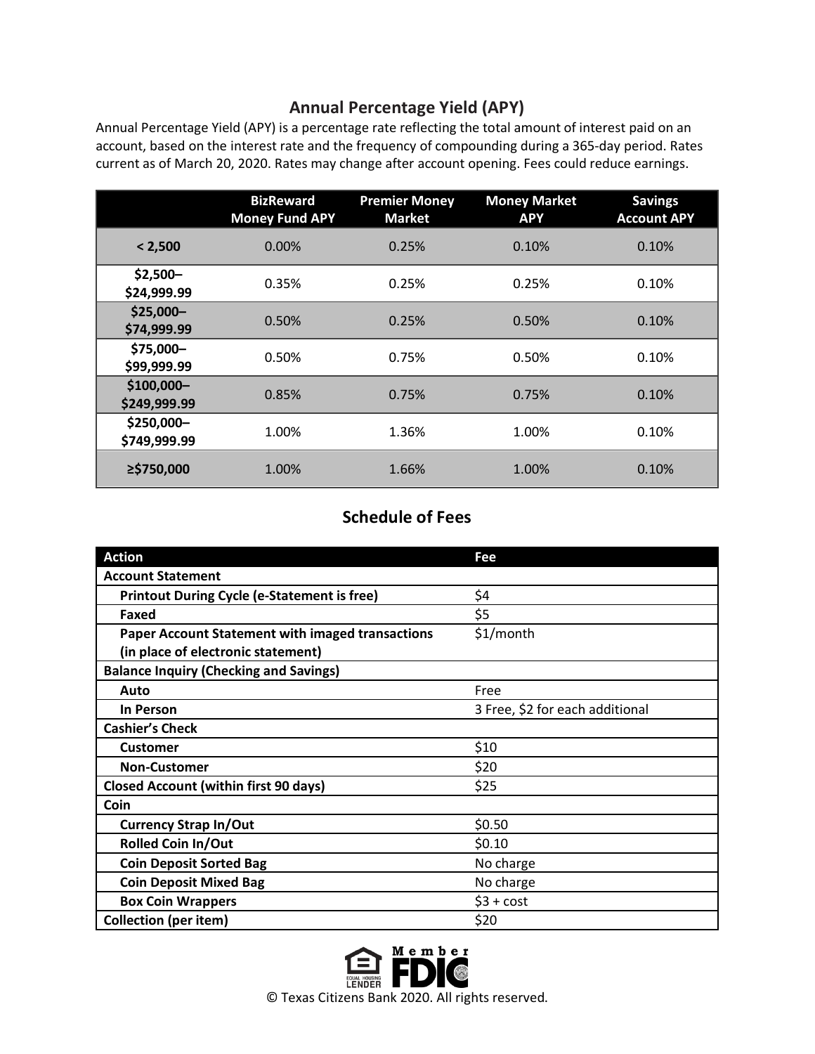## Annual Percentage Yield (APY)

Annual Percentage Yield (APY) is a percentage rate reflecting the total amount of interest paid on an account, based on the interest rate and the frequency of compounding during a 365-day period. Rates current as of March 20, 2020. Rates may change after account opening. Fees could reduce earnings.

| | BizReward Money Fund APY | Premier Money Market | Money Market APY | Savings Account APY |
|---|---|---|---|---|
| **< 2,500** | 0.00% | 0.25% | 0.10% | 0.10% |
| **$2,500–$24,999.99** | 0.35% | 0.25% | 0.25% | 0.10% |
| **$25,000–$74,999.99** | 0.50% | 0.25% | 0.50% | 0.10% |
| **$75,000–$99,999.99** | 0.50% | 0.75% | 0.50% | 0.10% |
| **$100,000–$249,999.99** | 0.85% | 0.75% | 0.75% | 0.10% |
| **$250,000–$749,999.99** | 1.00% | 1.36% | 1.00% | 0.10% |
| **≥$750,000** | 1.00% | 1.66% | 1.00% | 0.10% |

## Schedule of Fees

| Action | Fee |
|---|---|
| **Account Statement** | |
| **Printout During Cycle (e-Statement is free)** | $4 |
| **Faxed** | $5 |
| **Paper Account Statement with imaged transactions (in place of electronic statement)** | $1/month |
| **Balance Inquiry (Checking and Savings)** | |
| **Auto** | Free |
| **In Person** | 3 Free, $2 for each additional |
| **Cashier's Check** | |
| **Customer** | $10 |
| **Non-Customer** | $20 |
| **Closed Account (within first 90 days)** | $25 |
| **Coin** | |
| **Currency Strap In/Out** | $0.50 |
| **Rolled Coin In/Out** | $0.10 |
| **Coin Deposit Sorted Bag** | No charge |
| **Coin Deposit Mixed Bag** | No charge |
| **Box Coin Wrappers** | $3 + cost |
| **Collection (per item)** | $20 |

Equal Housing Lender — Member FDIC

© Texas Citizens Bank 2020. All rights reserved.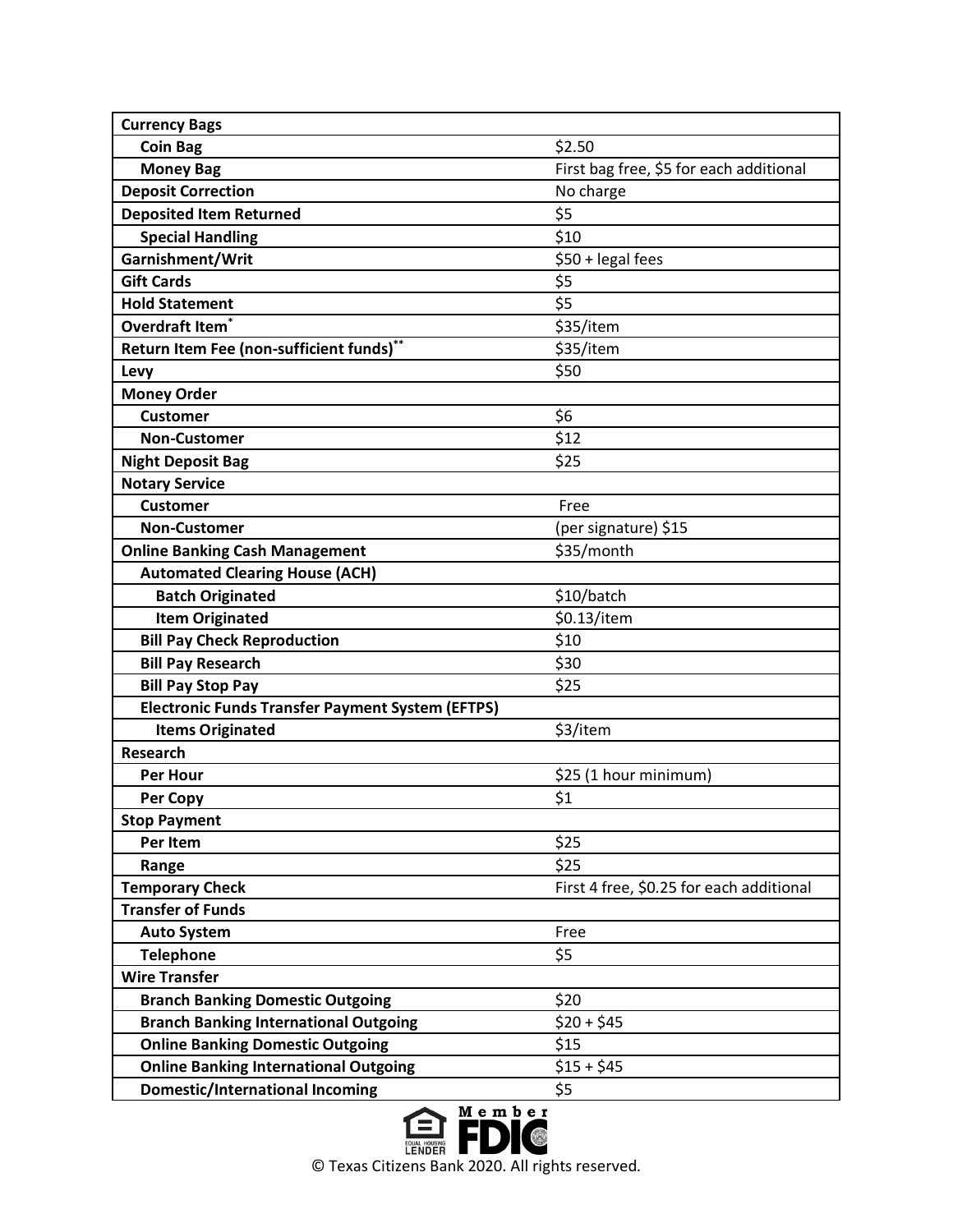| Service | Fee |
|---|---|
| **Currency Bags** | |
| **Coin Bag** | $2.50 |
| **Money Bag** | First bag free, $5 for each additional |
| **Deposit Correction** | No charge |
| **Deposited Item Returned** | $5 |
| **Special Handling** | $10 |
| **Garnishment/Writ** | $50 + legal fees |
| **Gift Cards** | $5 |
| **Hold Statement** | $5 |
| **Overdraft Item*** | $35/item |
| **Return Item Fee (non-sufficient funds)**** | $35/item |
| **Levy** | $50 |
| **Money Order** | |
| **Customer** | $6 |
| **Non-Customer** | $12 |
| **Night Deposit Bag** | $25 |
| **Notary Service** | |
| **Customer** | Free |
| **Non-Customer** | (per signature) $15 |
| **Online Banking Cash Management** | $35/month |
| **Automated Clearing House (ACH)** | |
| **Batch Originated** | $10/batch |
| **Item Originated** | $0.13/item |
| **Bill Pay Check Reproduction** | $10 |
| **Bill Pay Research** | $30 |
| **Bill Pay Stop Pay** | $25 |
| **Electronic Funds Transfer Payment System (EFTPS)** | |
| **Items Originated** | $3/item |
| **Research** | |
| **Per Hour** | $25 (1 hour minimum) |
| **Per Copy** | $1 |
| **Stop Payment** | |
| **Per Item** | $25 |
| **Range** | $25 |
| **Temporary Check** | First 4 free, $0.25 for each additional |
| **Transfer of Funds** | |
| **Auto System** | Free |
| **Telephone** | $5 |
| **Wire Transfer** | |
| **Branch Banking Domestic Outgoing** | $20 |
| **Branch Banking International Outgoing** | $20 + $45 |
| **Online Banking Domestic Outgoing** | $15 |
| **Online Banking International Outgoing** | $15 + $45 |
| **Domestic/International Incoming** | $5 |

Member FDIC · Equal Housing Lender

© Texas Citizens Bank 2020. All rights reserved.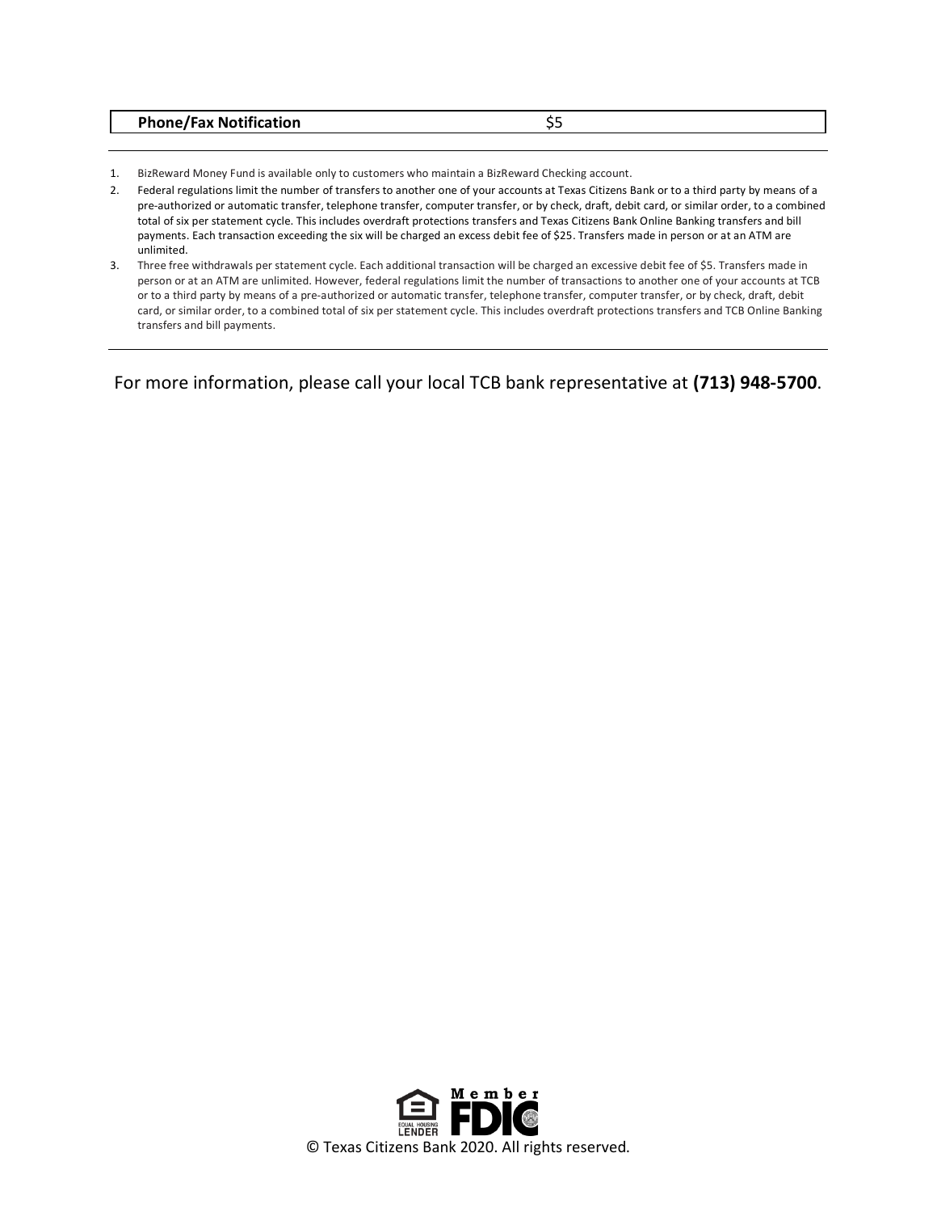| | |
|---|---|
| **Phone/Fax Notification** | $5 |

1. BizReward Money Fund is available only to customers who maintain a BizReward Checking account.
2. Federal regulations limit the number of transfers to another one of your accounts at Texas Citizens Bank or to a third party by means of a pre-authorized or automatic transfer, telephone transfer, computer transfer, or by check, draft, debit card, or similar order, to a combined total of six per statement cycle. This includes overdraft protections transfers and Texas Citizens Bank Online Banking transfers and bill payments. Each transaction exceeding the six will be charged an excess debit fee of $25. Transfers made in person or at an ATM are unlimited.
3. Three free withdrawals per statement cycle. Each additional transaction will be charged an excessive debit fee of $5. Transfers made in person or at an ATM are unlimited. However, federal regulations limit the number of transactions to another one of your accounts at TCB or to a third party by means of a pre-authorized or automatic transfer, telephone transfer, computer transfer, or by check, draft, debit card, or similar order, to a combined total of six per statement cycle. This includes overdraft protections transfers and TCB Online Banking transfers and bill payments.

For more information, please call your local TCB bank representative at **(713) 948-5700**.

EQUAL HOUSING LENDER Member FDIC

© Texas Citizens Bank 2020. All rights reserved.